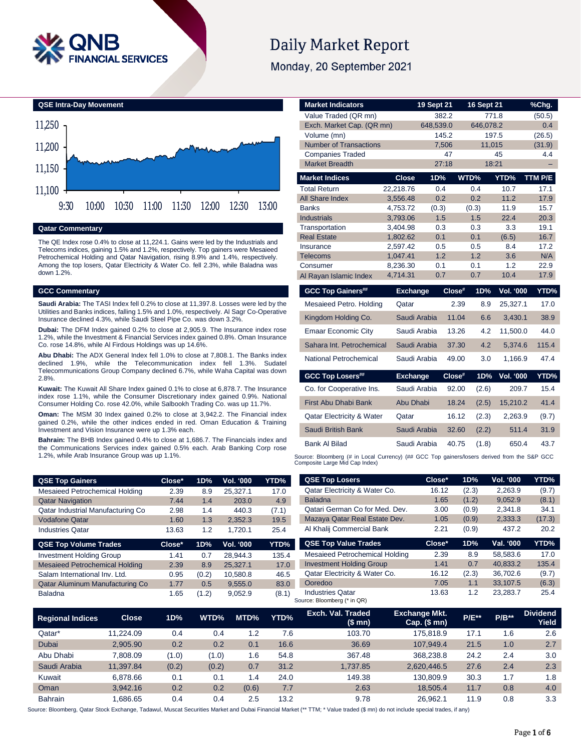# Daily Market Report

Monday, 20 September 2021

## QSE Intra-Day Movement

## Qatar Commentary

The QE Index rose 0.4% to close at 11,224.1. Gains were led by the Industrials and Telecoms indices, gaining 1.5% and 1.2%, respectively. Top gainers were Mesaieed Petrochemical Holding and Qatar Navigation, rising 8.9% and 1.4%, respectively. Among the top losers, Qatar Electricity & Water Co. fell 2.3%, while Baladna was down 1.2%.

## GCC Commentary

**Saudi Arabia:** The TASI Index fell 0.2% to close at 11,397.8. Losses were led by the Utilities and Banks indices, falling 1.5% and 1.0%, respectively. Al Sagr Co-Operative Insurance declined 4.3%, while Saudi Steel Pipe Co. was down 3.2%.

**Dubai:** The DFM Index gained 0.2% to close at 2,905.9. The Insurance index rose 1.2%, while the Investment & Financial Services index gained 0.8%. Oman Insurance Co. rose 14.8%, while Al Firdous Holdings was up 14.6%.

**Abu Dhabi:** The ADX General Index fell 1.0% to close at 7,808.1. The Banks index declined 1.9%, while the Telecommunication index fell 1.3%. Sudatel Telecommunications Group Company declined 6.7%, while Waha Capital was down 2.8%.

**Kuwait:** The Kuwait All Share Index gained 0.1% to close at 6,878.7. The Insurance index rose 1.1%, while the Consumer Discretionary index gained 0.9%. National Consumer Holding Co. rose 42.0%, while Salbookh Trading Co. was up 11.7%.

**Oman:** The MSM 30 Index gained 0.2% to close at 3,942.2. The Financial index gained 0.2%, while the other indices ended in red. Oman Education & Training Investment and Vision Insurance were up 1.3% each.

**Bahrain:** The BHB Index gained 0.4% to close at 1,686.7. The Financials index and the Communications Services index gained 0.5% each. Arab Banking Corp rose 1.2%, while Arab Insurance Group was up 1.1%.

| Market Indicators | 19 Sept 21 | 16 Sept 21 | %Chg. |
|---|---|---|---|
| Value Traded (QR mn) | 382.2 | 771.8 | (50.5) |
| Exch. Market Cap. (QR mn) | 648,539.0 | 646,078.2 | 0.4 |
| Volume (mn) | 145.2 | 197.5 | (26.5) |
| Number of Transactions | 7,506 | 11,015 | (31.9) |
| Companies Traded | 47 | 45 | 4.4 |
| Market Breadth | 27:18 | 18:21 | – |

| Market Indices | Close | 1D% | WTD% | YTD% | TTM P/E |
|---|---|---|---|---|---|
| Total Return | 22,218.76 | 0.4 | 0.4 | 10.7 | 17.1 |
| All Share Index | 3,556.48 | 0.2 | 0.2 | 11.2 | 17.9 |
| Banks | 4,753.72 | (0.3) | (0.3) | 11.9 | 15.7 |
| Industrials | 3,793.06 | 1.5 | 1.5 | 22.4 | 20.3 |
| Transportation | 3,404.98 | 0.3 | 0.3 | 3.3 | 19.1 |
| Real Estate | 1,802.62 | 0.1 | 0.1 | (6.5) | 16.7 |
| Insurance | 2,597.42 | 0.5 | 0.5 | 8.4 | 17.2 |
| Telecoms | 1,047.41 | 1.2 | 1.2 | 3.6 | N/A |
| Consumer | 8,236.30 | 0.1 | 0.1 | 1.2 | 22.9 |
| Al Rayan Islamic Index | 4,714.31 | 0.7 | 0.7 | 10.4 | 17.9 |

| GCC Top Gainers## | Exchange | Close# | 1D% | Vol. '000 | YTD% |
|---|---|---|---|---|---|
| Mesaieed Petro. Holding | Qatar | 2.39 | 8.9 | 25,327.1 | 17.0 |
| Kingdom Holding Co. | Saudi Arabia | 11.04 | 6.6 | 3,430.1 | 38.9 |
| Emaar Economic City | Saudi Arabia | 13.26 | 4.2 | 11,500.0 | 44.0 |
| Sahara Int. Petrochemical | Saudi Arabia | 37.30 | 4.2 | 5,374.6 | 115.4 |
| National Petrochemical | Saudi Arabia | 49.00 | 3.0 | 1,166.9 | 47.4 |

| GCC Top Losers## | Exchange | Close# | 1D% | Vol. '000 | YTD% |
|---|---|---|---|---|---|
| Co. for Cooperative Ins. | Saudi Arabia | 92.00 | (2.6) | 209.7 | 15.4 |
| First Abu Dhabi Bank | Abu Dhabi | 18.24 | (2.5) | 15,210.2 | 41.4 |
| Qatar Electricity & Water | Qatar | 16.12 | (2.3) | 2,263.9 | (9.7) |
| Saudi British Bank | Saudi Arabia | 32.60 | (2.2) | 511.4 | 31.9 |
| Bank Al Bilad | Saudi Arabia | 40.75 | (1.8) | 650.4 | 43.7 |

Source: Bloomberg (# in Local Currency) (## GCC Top gainers/losers derived from the S&P GCC Composite Large Mid Cap Index)

| QSE Top Gainers | Close* | 1D% | Vol. '000 | YTD% |
|---|---|---|---|---|
| Mesaieed Petrochemical Holding | 2.39 | 8.9 | 25,327.1 | 17.0 |
| Qatar Navigation | 7.44 | 1.4 | 203.0 | 4.9 |
| Qatar Industrial Manufacturing Co | 2.98 | 1.4 | 440.3 | (7.1) |
| Vodafone Qatar | 1.60 | 1.3 | 2,352.3 | 19.5 |
| Industries Qatar | 13.63 | 1.2 | 1,720.1 | 25.4 |

| QSE Top Volume Trades | Close* | 1D% | Vol. '000 | YTD% |
|---|---|---|---|---|
| Investment Holding Group | 1.41 | 0.7 | 28,944.3 | 135.4 |
| Mesaieed Petrochemical Holding | 2.39 | 8.9 | 25,327.1 | 17.0 |
| Salam International Inv. Ltd. | 0.95 | (0.2) | 10,580.8 | 46.5 |
| Qatar Aluminum Manufacturing Co | 1.77 | 0.5 | 9,555.0 | 83.0 |
| Baladna | 1.65 | (1.2) | 9,052.9 | (8.1) |

| QSE Top Losers | Close* | 1D% | Vol. '000 | YTD% |
|---|---|---|---|---|
| Qatar Electricity & Water Co. | 16.12 | (2.3) | 2,263.9 | (9.7) |
| Baladna | 1.65 | (1.2) | 9,052.9 | (8.1) |
| Qatari German Co for Med. Dev. | 3.00 | (0.9) | 2,341.8 | 34.1 |
| Mazaya Qatar Real Estate Dev. | 1.05 | (0.9) | 2,333.3 | (17.3) |
| Al Khalij Commercial Bank | 2.21 | (0.9) | 437.2 | 20.2 |

| QSE Top Value Trades | Close* | 1D% | Val. '000 | YTD% |
|---|---|---|---|---|
| Mesaieed Petrochemical Holding | 2.39 | 8.9 | 58,583.6 | 17.0 |
| Investment Holding Group | 1.41 | 0.7 | 40,833.2 | 135.4 |
| Qatar Electricity & Water Co. | 16.12 | (2.3) | 36,702.6 | (9.7) |
| Ooredoo | 7.05 | 1.1 | 33,107.5 | (6.3) |
| Industries Qatar | 13.63 | 1.2 | 23,283.7 | 25.4 |

Source: Bloomberg (* in QR)

| Regional Indices | Close | 1D% | WTD% | MTD% | YTD% | Exch. Val. Traded ($ mn) | Exchange Mkt. Cap. ($ mn) | P/E** | P/B** | Dividend Yield |
|---|---|---|---|---|---|---|---|---|---|---|
| Qatar* | 11,224.09 | 0.4 | 0.4 | 1.2 | 7.6 | 103.70 | 175,818.9 | 17.1 | 1.6 | 2.6 |
| Dubai | 2,905.90 | 0.2 | 0.2 | 0.1 | 16.6 | 36.69 | 107,949.4 | 21.5 | 1.0 | 2.7 |
| Abu Dhabi | 7,808.09 | (1.0) | (1.0) | 1.6 | 54.8 | 367.48 | 368,238.8 | 24.2 | 2.4 | 3.0 |
| Saudi Arabia | 11,397.84 | (0.2) | (0.2) | 0.7 | 31.2 | 1,737.85 | 2,620,446.5 | 27.6 | 2.4 | 2.3 |
| Kuwait | 6,878.66 | 0.1 | 0.1 | 1.4 | 24.0 | 149.38 | 130,809.9 | 30.3 | 1.7 | 1.8 |
| Oman | 3,942.16 | 0.2 | 0.2 | (0.6) | 7.7 | 2.63 | 18,505.4 | 11.7 | 0.8 | 4.0 |
| Bahrain | 1,686.65 | 0.4 | 0.4 | 2.5 | 13.2 | 9.78 | 26,962.1 | 11.9 | 0.8 | 3.3 |

Source: Bloomberg, Qatar Stock Exchange, Tadawul, Muscat Securities Market and Dubai Financial Market (** TTM; * Value traded ($ mn) do not include special trades, if any)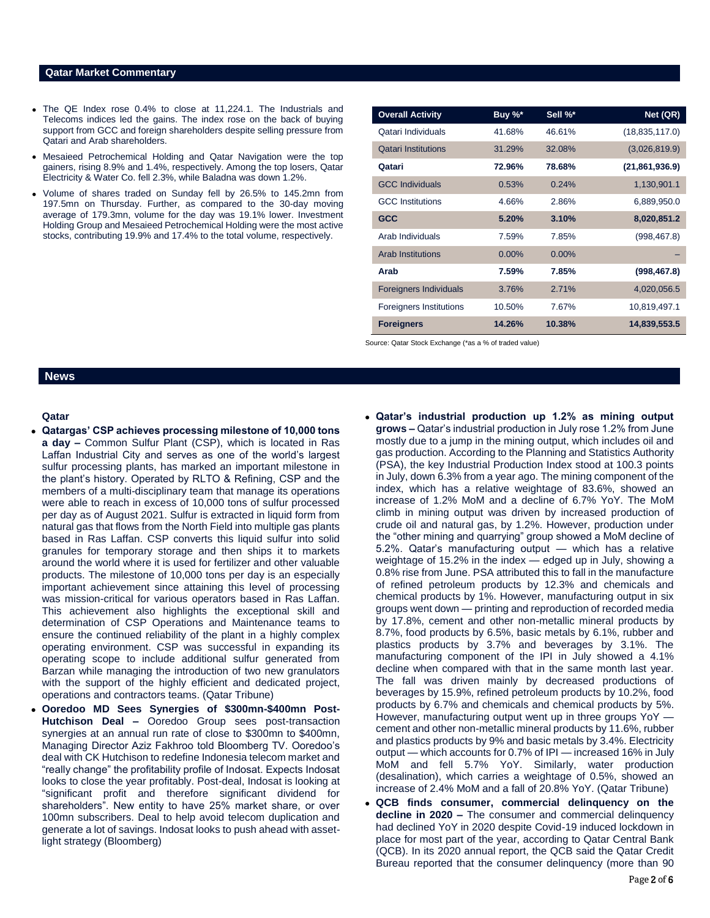## Qatar Market Commentary

- The QE Index rose 0.4% to close at 11,224.1. The Industrials and Telecoms indices led the gains. The index rose on the back of buying support from GCC and foreign shareholders despite selling pressure from Qatari and Arab shareholders.
- Mesaieed Petrochemical Holding and Qatar Navigation were the top gainers, rising 8.9% and 1.4%, respectively. Among the top losers, Qatar Electricity & Water Co. fell 2.3%, while Baladna was down 1.2%.
- Volume of shares traded on Sunday fell by 26.5% to 145.2mn from 197.5mn on Thursday. Further, as compared to the 30-day moving average of 179.3mn, volume for the day was 19.1% lower. Investment Holding Group and Mesaieed Petrochemical Holding were the most active stocks, contributing 19.9% and 17.4% to the total volume, respectively.

| Overall Activity | Buy %* | Sell %* | Net (QR) |
|---|---|---|---|
| Qatari Individuals | 41.68% | 46.61% | (18,835,117.0) |
| Qatari Institutions | 31.29% | 32.08% | (3,026,819.9) |
| **Qatari** | **72.96%** | **78.68%** | **(21,861,936.9)** |
| GCC Individuals | 0.53% | 0.24% | 1,130,901.1 |
| GCC Institutions | 4.66% | 2.86% | 6,889,950.0 |
| **GCC** | **5.20%** | **3.10%** | **8,020,851.2** |
| Arab Individuals | 7.59% | 7.85% | (998,467.8) |
| Arab Institutions | 0.00% | 0.00% | – |
| **Arab** | **7.59%** | **7.85%** | **(998,467.8)** |
| Foreigners Individuals | 3.76% | 2.71% | 4,020,056.5 |
| Foreigners Institutions | 10.50% | 7.67% | 10,819,497.1 |
| **Foreigners** | **14.26%** | **10.38%** | **14,839,553.5** |

Source: Qatar Stock Exchange (*as a % of traded value)

## News

### Qatar

- **Qatargas' CSP achieves processing milestone of 10,000 tons a day –** Common Sulfur Plant (CSP), which is located in Ras Laffan Industrial City and serves as one of the world's largest sulfur processing plants, has marked an important milestone in the plant's history. Operated by RLTO & Refining, CSP and the members of a multi-disciplinary team that manage its operations were able to reach in excess of 10,000 tons of sulfur processed per day as of August 2021. Sulfur is extracted in liquid form from natural gas that flows from the North Field into multiple gas plants based in Ras Laffan. CSP converts this liquid sulfur into solid granules for temporary storage and then ships it to markets around the world where it is used for fertilizer and other valuable products. The milestone of 10,000 tons per day is an especially important achievement since attaining this level of processing was mission-critical for various operators based in Ras Laffan. This achievement also highlights the exceptional skill and determination of CSP Operations and Maintenance teams to ensure the continued reliability of the plant in a highly complex operating environment. CSP was successful in expanding its operating scope to include additional sulfur generated from Barzan while managing the introduction of two new granulators with the support of the highly efficient and dedicated project, operations and contractors teams. (Qatar Tribune)
- **Ooredoo MD Sees Synergies of $300mn-$400mn Post-Hutchison Deal –** Ooredoo Group sees post-transaction synergies at an annual run rate of close to $300mn to $400mn, Managing Director Aziz Fakhroo told Bloomberg TV. Ooredoo's deal with CK Hutchison to redefine Indonesia telecom market and "really change" the profitability profile of Indosat. Expects Indosat looks to close the year profitably. Post-deal, Indosat is looking at "significant profit and therefore significant dividend for shareholders". New entity to have 25% market share, or over 100mn subscribers. Deal to help avoid telecom duplication and generate a lot of savings. Indosat looks to push ahead with asset-light strategy (Bloomberg)
- **Qatar's industrial production up 1.2% as mining output grows –** Qatar's industrial production in July rose 1.2% from June mostly due to a jump in the mining output, which includes oil and gas production. According to the Planning and Statistics Authority (PSA), the key Industrial Production Index stood at 100.3 points in July, down 6.3% from a year ago. The mining component of the index, which has a relative weightage of 83.6%, showed an increase of 1.2% MoM and a decline of 6.7% YoY. The MoM climb in mining output was driven by increased production of crude oil and natural gas, by 1.2%. However, production under the "other mining and quarrying" group showed a MoM decline of 5.2%. Qatar's manufacturing output — which has a relative weightage of 15.2% in the index — edged up in July, showing a 0.8% rise from June. PSA attributed this to fall in the manufacture of refined petroleum products by 12.3% and chemicals and chemical products by 1%. However, manufacturing output in six groups went down — printing and reproduction of recorded media by 17.8%, cement and other non-metallic mineral products by 8.7%, food products by 6.5%, basic metals by 6.1%, rubber and plastics products by 3.7% and beverages by 3.1%. The manufacturing component of the IPI in July showed a 4.1% decline when compared with that in the same month last year. The fall was driven mainly by decreased productions of beverages by 15.9%, refined petroleum products by 10.2%, food products by 6.7% and chemicals and chemical products by 5%. However, manufacturing output went up in three groups YoY — cement and other non-metallic mineral products by 11.6%, rubber and plastics products by 9% and basic metals by 3.4%. Electricity output — which accounts for 0.7% of IPI — increased 16% in July MoM and fell 5.7% YoY. Similarly, water production (desalination), which carries a weightage of 0.5%, showed an increase of 2.4% MoM and a fall of 20.8% YoY. (Qatar Tribune)
- **QCB finds consumer, commercial delinquency on the decline in 2020 –** The consumer and commercial delinquency had declined YoY in 2020 despite Covid-19 induced lockdown in place for most part of the year, according to Qatar Central Bank (QCB). In its 2020 annual report, the QCB said the Qatar Credit Bureau reported that the consumer delinquency (more than 90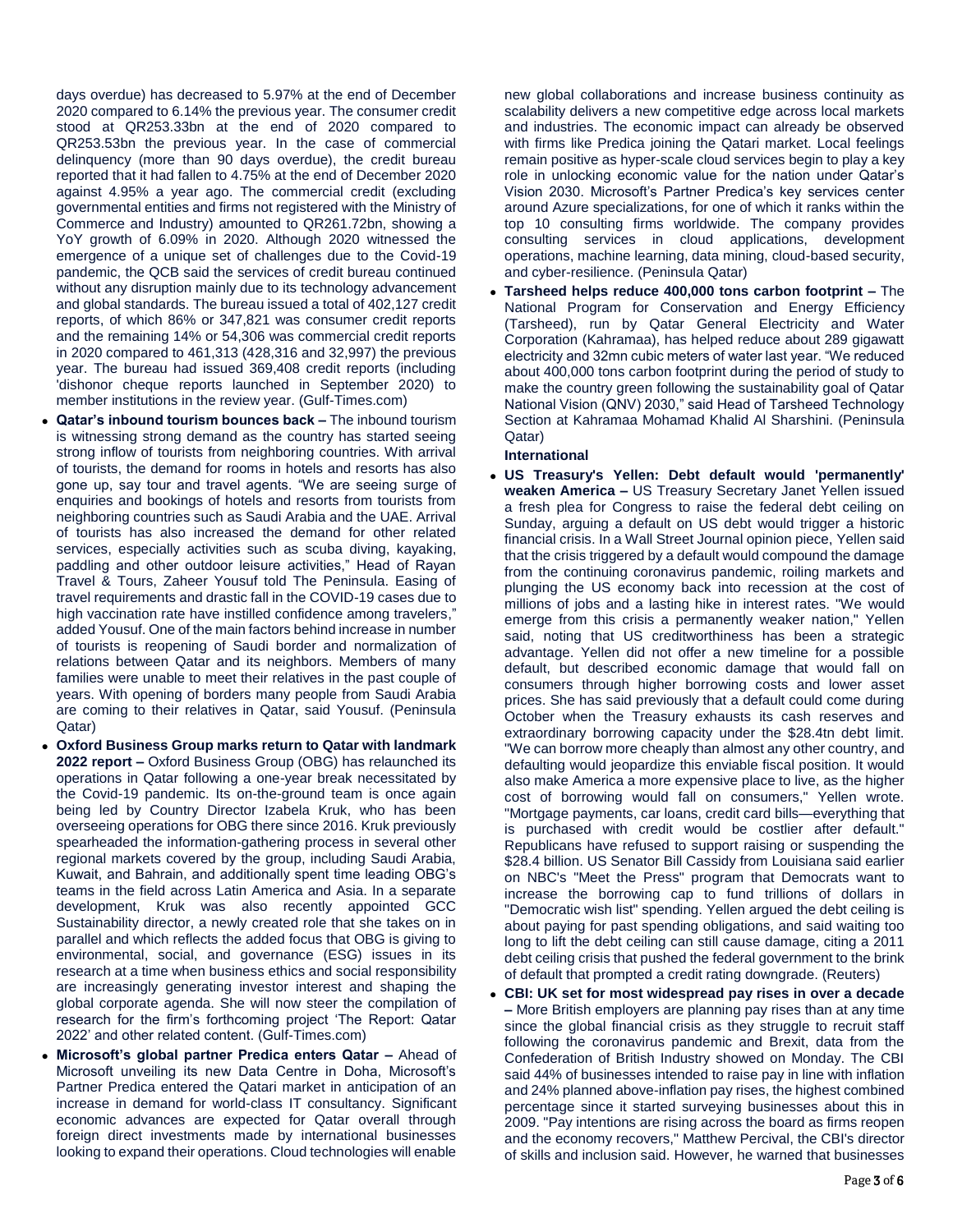days overdue) has decreased to 5.97% at the end of December 2020 compared to 6.14% the previous year. The consumer credit stood at QR253.33bn at the end of 2020 compared to QR253.53bn the previous year. In the case of commercial delinquency (more than 90 days overdue), the credit bureau reported that it had fallen to 4.75% at the end of December 2020 against 4.95% a year ago. The commercial credit (excluding governmental entities and firms not registered with the Ministry of Commerce and Industry) amounted to QR261.72bn, showing a YoY growth of 6.09% in 2020. Although 2020 witnessed the emergence of a unique set of challenges due to the Covid-19 pandemic, the QCB said the services of credit bureau continued without any disruption mainly due to its technology advancement and global standards. The bureau issued a total of 402,127 credit reports, of which 86% or 347,821 was consumer credit reports and the remaining 14% or 54,306 was commercial credit reports in 2020 compared to 461,313 (428,316 and 32,997) the previous year. The bureau had issued 369,408 credit reports (including 'dishonor cheque reports launched in September 2020) to member institutions in the review year. (Gulf-Times.com)

- **Qatar's inbound tourism bounces back –** The inbound tourism is witnessing strong demand as the country has started seeing strong inflow of tourists from neighboring countries. With arrival of tourists, the demand for rooms in hotels and resorts has also gone up, say tour and travel agents. "We are seeing surge of enquiries and bookings of hotels and resorts from tourists from neighboring countries such as Saudi Arabia and the UAE. Arrival of tourists has also increased the demand for other related services, especially activities such as scuba diving, kayaking, paddling and other outdoor leisure activities," Head of Rayan Travel & Tours, Zaheer Yousuf told The Peninsula. "Easing of travel requirements and drastic fall in the COVID-19 cases due to high vaccination rate have instilled confidence among travelers," added Yousuf. One of the main factors behind increase in number of tourists is reopening of Saudi border and normalization of relations between Qatar and its neighbors. Members of many families were unable to meet their relatives in the past couple of years. With opening of borders many people from Saudi Arabia are coming to their relatives in Qatar, said Yousuf. (Peninsula Qatar)
- **Oxford Business Group marks return to Qatar with landmark 2022 report –** Oxford Business Group (OBG) has relaunched its operations in Qatar following a one-year break necessitated by the Covid-19 pandemic. Its on-the-ground team is once again being led by Country Director Izabela Kruk, who has been overseeing operations for OBG there since 2016. Kruk previously spearheaded the information-gathering process in several other regional markets covered by the group, including Saudi Arabia, Kuwait, and Bahrain, and additionally spent time leading OBG's teams in the field across Latin America and Asia. In a separate development, Kruk was also recently appointed GCC Sustainability director, a newly created role that she takes on in parallel and which reflects the added focus that OBG is giving to environmental, social, and governance (ESG) issues in its research at a time when business ethics and social responsibility are increasingly generating investor interest and shaping the global corporate agenda. She will now steer the compilation of research for the firm's forthcoming project 'The Report: Qatar 2022' and other related content. (Gulf-Times.com)
- **Microsoft's global partner Predica enters Qatar –** Ahead of Microsoft unveiling its new Data Centre in Doha, Microsoft's Partner Predica entered the Qatari market in anticipation of an increase in demand for world-class IT consultancy. Significant economic advances are expected for Qatar overall through foreign direct investments made by international businesses looking to expand their operations. Cloud technologies will enable new global collaborations and increase business continuity as scalability delivers a new competitive edge across local markets and industries. The economic impact can already be observed with firms like Predica joining the Qatari market. Local feelings remain positive as hyper-scale cloud services begin to play a key role in unlocking economic value for the nation under Qatar's Vision 2030. Microsoft's Partner Predica's key services center around Azure specializations, for one of which it ranks within the top 10 consulting firms worldwide. The company provides consulting services in cloud applications, development operations, machine learning, data mining, cloud-based security, and cyber-resilience. (Peninsula Qatar)
- **Tarsheed helps reduce 400,000 tons carbon footprint –** The National Program for Conservation and Energy Efficiency (Tarsheed), run by Qatar General Electricity and Water Corporation (Kahramaa), has helped reduce about 289 gigawatt electricity and 32mn cubic meters of water last year. "We reduced about 400,000 tons carbon footprint during the period of study to make the country green following the sustainability goal of Qatar National Vision (QNV) 2030," said Head of Tarsheed Technology Section at Kahramaa Mohamad Khalid Al Sharshini. (Peninsula Qatar)

**International**

- **US Treasury's Yellen: Debt default would 'permanently' weaken America –** US Treasury Secretary Janet Yellen issued a fresh plea for Congress to raise the federal debt ceiling on Sunday, arguing a default on US debt would trigger a historic financial crisis. In a Wall Street Journal opinion piece, Yellen said that the crisis triggered by a default would compound the damage from the continuing coronavirus pandemic, roiling markets and plunging the US economy back into recession at the cost of millions of jobs and a lasting hike in interest rates. "We would emerge from this crisis a permanently weaker nation," Yellen said, noting that US creditworthiness has been a strategic advantage. Yellen did not offer a new timeline for a possible default, but described economic damage that would fall on consumers through higher borrowing costs and lower asset prices. She has said previously that a default could come during October when the Treasury exhausts its cash reserves and extraordinary borrowing capacity under the $28.4tn debt limit. "We can borrow more cheaply than almost any other country, and defaulting would jeopardize this enviable fiscal position. It would also make America a more expensive place to live, as the higher cost of borrowing would fall on consumers," Yellen wrote. "Mortgage payments, car loans, credit card bills—everything that is purchased with credit would be costlier after default." Republicans have refused to support raising or suspending the $28.4 billion. US Senator Bill Cassidy from Louisiana said earlier on NBC's "Meet the Press" program that Democrats want to increase the borrowing cap to fund trillions of dollars in "Democratic wish list" spending. Yellen argued the debt ceiling is about paying for past spending obligations, and said waiting too long to lift the debt ceiling can still cause damage, citing a 2011 debt ceiling crisis that pushed the federal government to the brink of default that prompted a credit rating downgrade. (Reuters)
- **CBI: UK set for most widespread pay rises in over a decade –** More British employers are planning pay rises than at any time since the global financial crisis as they struggle to recruit staff following the coronavirus pandemic and Brexit, data from the Confederation of British Industry showed on Monday. The CBI said 44% of businesses intended to raise pay in line with inflation and 24% planned above-inflation pay rises, the highest combined percentage since it started surveying businesses about this in 2009. "Pay intentions are rising across the board as firms reopen and the economy recovers," Matthew Percival, the CBI's director of skills and inclusion said. However, he warned that businesses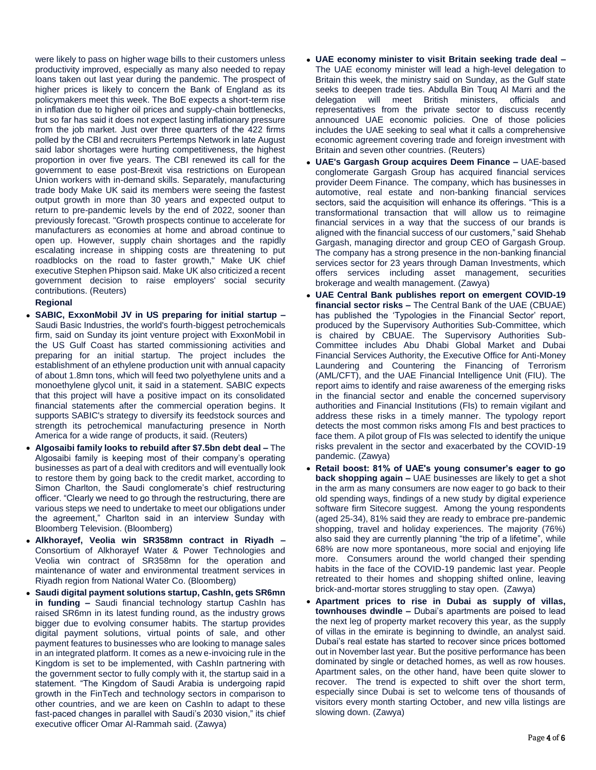were likely to pass on higher wage bills to their customers unless productivity improved, especially as many also needed to repay loans taken out last year during the pandemic. The prospect of higher prices is likely to concern the Bank of England as its policymakers meet this week. The BoE expects a short-term rise in inflation due to higher oil prices and supply-chain bottlenecks, but so far has said it does not expect lasting inflationary pressure from the job market. Just over three quarters of the 422 firms polled by the CBI and recruiters Pertemps Network in late August said labor shortages were hurting competitiveness, the highest proportion in over five years. The CBI renewed its call for the government to ease post-Brexit visa restrictions on European Union workers with in-demand skills. Separately, manufacturing trade body Make UK said its members were seeing the fastest output growth in more than 30 years and expected output to return to pre-pandemic levels by the end of 2022, sooner than previously forecast. "Growth prospects continue to accelerate for manufacturers as economies at home and abroad continue to open up. However, supply chain shortages and the rapidly escalating increase in shipping costs are threatening to put roadblocks on the road to faster growth," Make UK chief executive Stephen Phipson said. Make UK also criticized a recent government decision to raise employers' social security contributions. (Reuters)

**Regional**

- **SABIC, ExxonMobil JV in US preparing for initial startup –** Saudi Basic Industries, the world's fourth-biggest petrochemicals firm, said on Sunday its joint venture project with ExxonMobil in the US Gulf Coast has started commissioning activities and preparing for an initial startup. The project includes the establishment of an ethylene production unit with annual capacity of about 1.8mn tons, which will feed two polyethylene units and a monoethylene glycol unit, it said in a statement. SABIC expects that this project will have a positive impact on its consolidated financial statements after the commercial operation begins. It supports SABIC's strategy to diversify its feedstock sources and strength its petrochemical manufacturing presence in North America for a wide range of products, it said. (Reuters)
- **Algosaibi family looks to rebuild after $7.5bn debt deal –** The Algosaibi family is keeping most of their company's operating businesses as part of a deal with creditors and will eventually look to restore them by going back to the credit market, according to Simon Charlton, the Saudi conglomerate's chief restructuring officer. "Clearly we need to go through the restructuring, there are various steps we need to undertake to meet our obligations under the agreement," Charlton said in an interview Sunday with Bloomberg Television. (Bloomberg)
- **Alkhorayef, Veolia win SR358mn contract in Riyadh –** Consortium of Alkhorayef Water & Power Technologies and Veolia win contract of SR358mn for the operation and maintenance of water and environmental treatment services in Riyadh region from National Water Co. (Bloomberg)
- **Saudi digital payment solutions startup, CashIn, gets SR6mn in funding –** Saudi financial technology startup CashIn has raised SR6mn in its latest funding round, as the industry grows bigger due to evolving consumer habits. The startup provides digital payment solutions, virtual points of sale, and other payment features to businesses who are looking to manage sales in an integrated platform. It comes as a new e-invoicing rule in the Kingdom is set to be implemented, with CashIn partnering with the government sector to fully comply with it, the startup said in a statement. "The Kingdom of Saudi Arabia is undergoing rapid growth in the FinTech and technology sectors in comparison to other countries, and we are keen on CashIn to adapt to these fast-paced changes in parallel with Saudi's 2030 vision," its chief executive officer Omar Al-Rammah said. (Zawya)
- **UAE economy minister to visit Britain seeking trade deal –** The UAE economy minister will lead a high-level delegation to Britain this week, the ministry said on Sunday, as the Gulf state seeks to deepen trade ties. Abdulla Bin Touq Al Marri and the delegation will meet British ministers, officials and representatives from the private sector to discuss recently announced UAE economic policies. One of those policies includes the UAE seeking to seal what it calls a comprehensive economic agreement covering trade and foreign investment with Britain and seven other countries. (Reuters)
- **UAE's Gargash Group acquires Deem Finance –** UAE-based conglomerate Gargash Group has acquired financial services provider Deem Finance. The company, which has businesses in automotive, real estate and non-banking financial services sectors, said the acquisition will enhance its offerings. "This is a transformational transaction that will allow us to reimagine financial services in a way that the success of our brands is aligned with the financial success of our customers," said Shehab Gargash, managing director and group CEO of Gargash Group. The company has a strong presence in the non-banking financial services sector for 23 years through Daman Investments, which offers services including asset management, securities brokerage and wealth management. (Zawya)
- **UAE Central Bank publishes report on emergent COVID-19 financial sector risks –** The Central Bank of the UAE (CBUAE) has published the 'Typologies in the Financial Sector' report, produced by the Supervisory Authorities Sub-Committee, which is chaired by CBUAE. The Supervisory Authorities Sub-Committee includes Abu Dhabi Global Market and Dubai Financial Services Authority, the Executive Office for Anti-Money Laundering and Countering the Financing of Terrorism (AML/CFT), and the UAE Financial Intelligence Unit (FIU). The report aims to identify and raise awareness of the emerging risks in the financial sector and enable the concerned supervisory authorities and Financial Institutions (FIs) to remain vigilant and address these risks in a timely manner. The typology report detects the most common risks among FIs and best practices to face them. A pilot group of FIs was selected to identify the unique risks prevalent in the sector and exacerbated by the COVID-19 pandemic. (Zawya)
- **Retail boost: 81% of UAE's young consumer's eager to go back shopping again –** UAE businesses are likely to get a shot in the arm as many consumers are now eager to go back to their old spending ways, findings of a new study by digital experience software firm Sitecore suggest. Among the young respondents (aged 25-34), 81% said they are ready to embrace pre-pandemic shopping, travel and holiday experiences. The majority (76%) also said they are currently planning "the trip of a lifetime", while 68% are now more spontaneous, more social and enjoying life more. Consumers around the world changed their spending habits in the face of the COVID-19 pandemic last year. People retreated to their homes and shopping shifted online, leaving brick-and-mortar stores struggling to stay open. (Zawya)
- **Apartment prices to rise in Dubai as supply of villas, townhouses dwindle –** Dubai's apartments are poised to lead the next leg of property market recovery this year, as the supply of villas in the emirate is beginning to dwindle, an analyst said. Dubai's real estate has started to recover since prices bottomed out in November last year. But the positive performance has been dominated by single or detached homes, as well as row houses. Apartment sales, on the other hand, have been quite slower to recover. The trend is expected to shift over the short term, especially since Dubai is set to welcome tens of thousands of visitors every month starting October, and new villa listings are slowing down. (Zawya)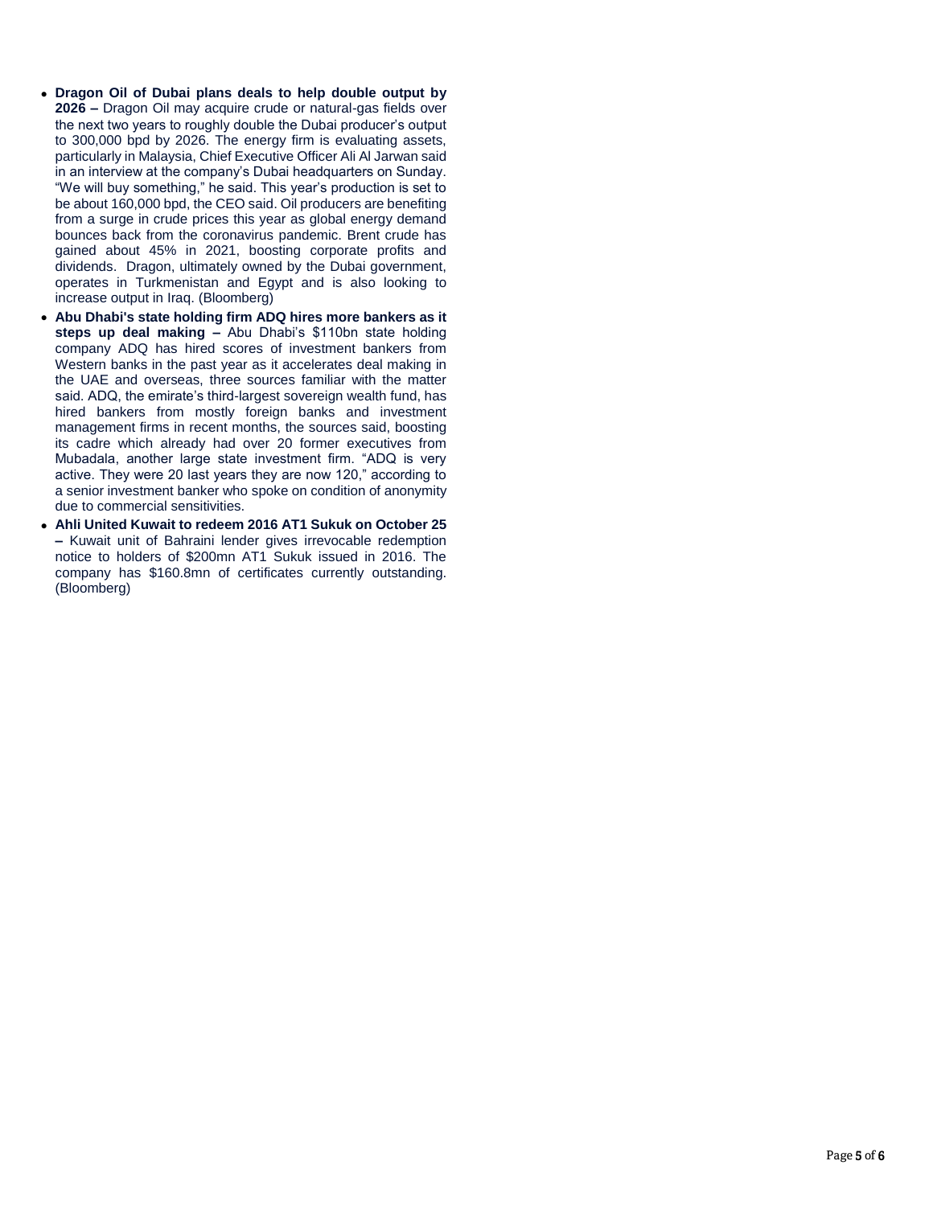- **Dragon Oil of Dubai plans deals to help double output by 2026 –** Dragon Oil may acquire crude or natural-gas fields over the next two years to roughly double the Dubai producer's output to 300,000 bpd by 2026. The energy firm is evaluating assets, particularly in Malaysia, Chief Executive Officer Ali Al Jarwan said in an interview at the company's Dubai headquarters on Sunday. "We will buy something," he said. This year's production is set to be about 160,000 bpd, the CEO said. Oil producers are benefiting from a surge in crude prices this year as global energy demand bounces back from the coronavirus pandemic. Brent crude has gained about 45% in 2021, boosting corporate profits and dividends. Dragon, ultimately owned by the Dubai government, operates in Turkmenistan and Egypt and is also looking to increase output in Iraq. (Bloomberg)
- **Abu Dhabi's state holding firm ADQ hires more bankers as it steps up deal making –** Abu Dhabi's $110bn state holding company ADQ has hired scores of investment bankers from Western banks in the past year as it accelerates deal making in the UAE and overseas, three sources familiar with the matter said. ADQ, the emirate's third-largest sovereign wealth fund, has hired bankers from mostly foreign banks and investment management firms in recent months, the sources said, boosting its cadre which already had over 20 former executives from Mubadala, another large state investment firm. "ADQ is very active. They were 20 last years they are now 120," according to a senior investment banker who spoke on condition of anonymity due to commercial sensitivities.
- **Ahli United Kuwait to redeem 2016 AT1 Sukuk on October 25 –** Kuwait unit of Bahraini lender gives irrevocable redemption notice to holders of $200mn AT1 Sukuk issued in 2016. The company has $160.8mn of certificates currently outstanding. (Bloomberg)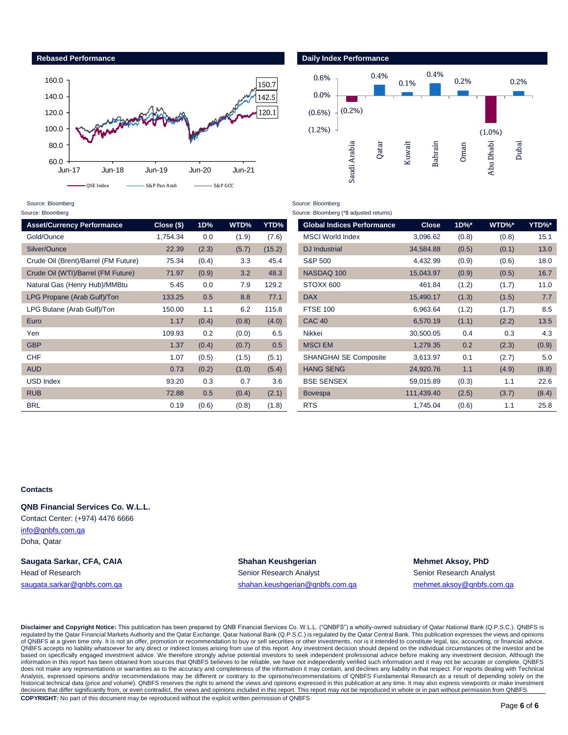**Rebased Performance**

160.0
140.0
120.0
100.0
80.0
60.0
Jun-17
Jun-18
Jun-19
Jun-20
Jun-21
150.7
142.5
120.1
QSE Index
S&P Pan Arab
S&P GCC

Source: Bloomberg

**Daily Index Performance**

0.6%
0.0%
(0.6%)
(1.2%)
(0.2%)
0.4%
0.1%
0.4%
0.2%
(1.0%)
0.2%
Saudi Arabia
Qatar
Kuwait
Bahrain
Oman
Abu Dhabi
Dubai

Source: Bloomberg

| Asset/Currency Performance | Close ($) | 1D% | WTD% | YTD% |
|---|---|---|---|---|
| Gold/Ounce | 1,754.34 | 0.0 | (1.9) | (7.6) |
| Silver/Ounce | 22.39 | (2.3) | (5.7) | (15.2) |
| Crude Oil (Brent)/Barrel (FM Future) | 75.34 | (0.4) | 3.3 | 45.4 |
| Crude Oil (WTI)/Barrel (FM Future) | 71.97 | (0.9) | 3.2 | 48.3 |
| Natural Gas (Henry Hub)/MMBtu | 5.45 | 0.0 | 7.9 | 129.2 |
| LPG Propane (Arab Gulf)/Ton | 133.25 | 0.5 | 8.8 | 77.1 |
| LPG Butane (Arab Gulf)/Ton | 150.00 | 1.1 | 6.2 | 115.8 |
| Euro | 1.17 | (0.4) | (0.8) | (4.0) |
| Yen | 109.93 | 0.2 | (0.0) | 6.5 |
| GBP | 1.37 | (0.4) | (0.7) | 0.5 |
| CHF | 1.07 | (0.5) | (1.5) | (5.1) |
| AUD | 0.73 | (0.2) | (1.0) | (5.4) |
| USD Index | 93.20 | 0.3 | 0.7 | 3.6 |
| RUB | 72.88 | 0.5 | (0.4) | (2.1) |
| BRL | 0.19 | (0.6) | (0.8) | (1.8) |

Source: Bloomberg

| Global Indices Performance | Close | 1D%* | WTD%* | YTD%* |
|---|---|---|---|---|
| MSCI World Index | 3,096.62 | (0.8) | (0.8) | 15.1 |
| DJ Industrial | 34,584.88 | (0.5) | (0.1) | 13.0 |
| S&P 500 | 4,432.99 | (0.9) | (0.6) | 18.0 |
| NASDAQ 100 | 15,043.97 | (0.9) | (0.5) | 16.7 |
| STOXX 600 | 461.84 | (1.2) | (1.7) | 11.0 |
| DAX | 15,490.17 | (1.3) | (1.5) | 7.7 |
| FTSE 100 | 6,963.64 | (1.2) | (1.7) | 8.5 |
| CAC 40 | 6,570.19 | (1.1) | (2.2) | 13.5 |
| Nikkei | 30,500.05 | 0.4 | 0.3 | 4.3 |
| MSCI EM | 1,279.35 | 0.2 | (2.3) | (0.9) |
| SHANGHAI SE Composite | 3,613.97 | 0.1 | (2.7) | 5.0 |
| HANG SENG | 24,920.76 | 1.1 | (4.9) | (8.8) |
| BSE SENSEX | 59,015.89 | (0.3) | 1.1 | 22.6 |
| Bovespa | 111,439.40 | (2.5) | (3.7) | (8.4) |
| RTS | 1,745.04 | (0.6) | 1.1 | 25.8 |

Source: Bloomberg (*$ adjusted returns)

**Contacts**

**QNB Financial Services Co. W.L.L.**
Contact Center: (+974) 4476 6666
info@qnbfs.com.qa
Doha, Qatar

**Saugata Sarkar, CFA, CAIA**
Head of Research
saugata.sarkar@qnbfs.com.qa

**Shahan Keushgerian**
Senior Research Analyst
shahan.keushgerian@qnbfs.com.qa

**Mehmet Aksoy, PhD**
Senior Research Analyst
mehmet.aksoy@qnbfs.com.qa

**Disclaimer and Copyright Notice:** This publication has been prepared by QNB Financial Services Co. W.L.L. ("QNBFS") a wholly-owned subsidiary of Qatar National Bank (Q.P.S.C.). QNBFS is regulated by the Qatar Financial Markets Authority and the Qatar Exchange. Qatar National Bank (Q.P.S.C.) is regulated by the Qatar Central Bank. This publication expresses the views and opinions of QNBFS at a given time only. It is not an offer, promotion or recommendation to buy or sell securities or other investments, nor is it intended to constitute legal, tax, accounting, or financial advice. QNBFS accepts no liability whatsoever for any direct or indirect losses arising from use of this report. Any investment decision should depend on the individual circumstances of the investor and be based on specifically engaged investment advice. We therefore strongly advise potential investors to seek independent professional advice before making any investment decision. Although the information in this report has been obtained from sources that QNBFS believes to be reliable, we have not independently verified such information and it may not be accurate or complete. QNBFS does not make any representations or warranties as to the accuracy and completeness of the information it may contain, and declines any liability in that respect. For reports dealing with Technical Analysis, expressed opinions and/or recommendations may be different or contrary to the opinions/recommendations of QNBFS Fundamental Research as a result of depending solely on the historical technical data (price and volume). QNBFS reserves the right to amend the views and opinions expressed in this publication at any time. It may also express viewpoints or make investment decisions that differ significantly from, or even contradict, the views and opinions included in this report. This report may not be reproduced in whole or in part without permission from QNBFS.

**COPYRIGHT:** No part of this document may be reproduced without the explicit written permission of QNBFS.